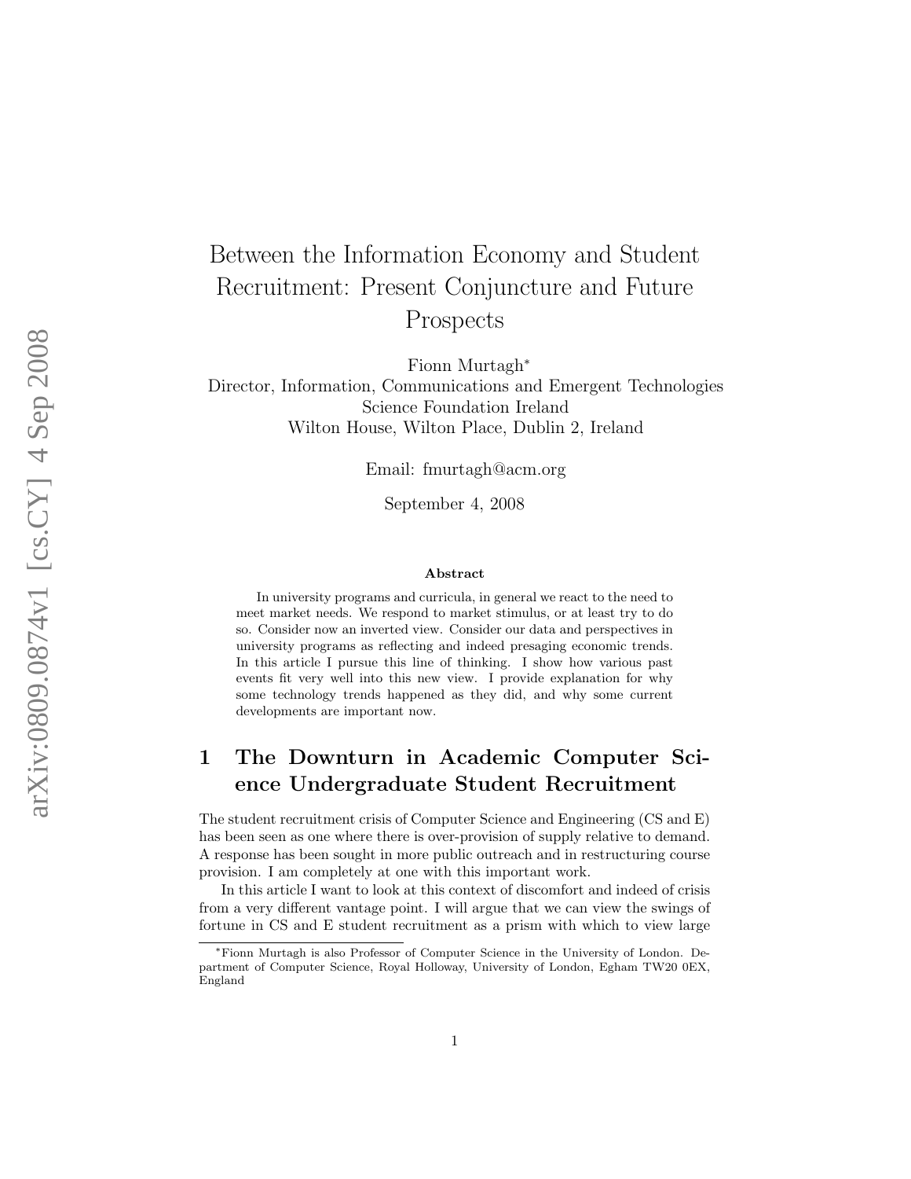# Between the Information Economy and Student Recruitment: Present Conjuncture and Future Prospects

Fionn Murtagh*
Director, Information, Communications and Emergent Technologies
Science Foundation Ireland
Wilton House, Wilton Place, Dublin 2, Ireland

Email: fmurtagh@acm.org

September 4, 2008

**Abstract**

In university programs and curricula, in general we react to the need to meet market needs. We respond to market stimulus, or at least try to do so. Consider now an inverted view. Consider our data and perspectives in university programs as reflecting and indeed presaging economic trends. In this article I pursue this line of thinking. I show how various past events fit very well into this new view. I provide explanation for why some technology trends happened as they did, and why some current developments are important now.

## 1 The Downturn in Academic Computer Science Undergraduate Student Recruitment

The student recruitment crisis of Computer Science and Engineering (CS and E) has been seen as one where there is over-provision of supply relative to demand. A response has been sought in more public outreach and in restructuring course provision. I am completely at one with this important work.

In this article I want to look at this context of discomfort and indeed of crisis from a very different vantage point. I will argue that we can view the swings of fortune in CS and E student recruitment as a prism with which to view large

*Fionn Murtagh is also Professor of Computer Science in the University of London. Department of Computer Science, Royal Holloway, University of London, Egham TW20 0EX, England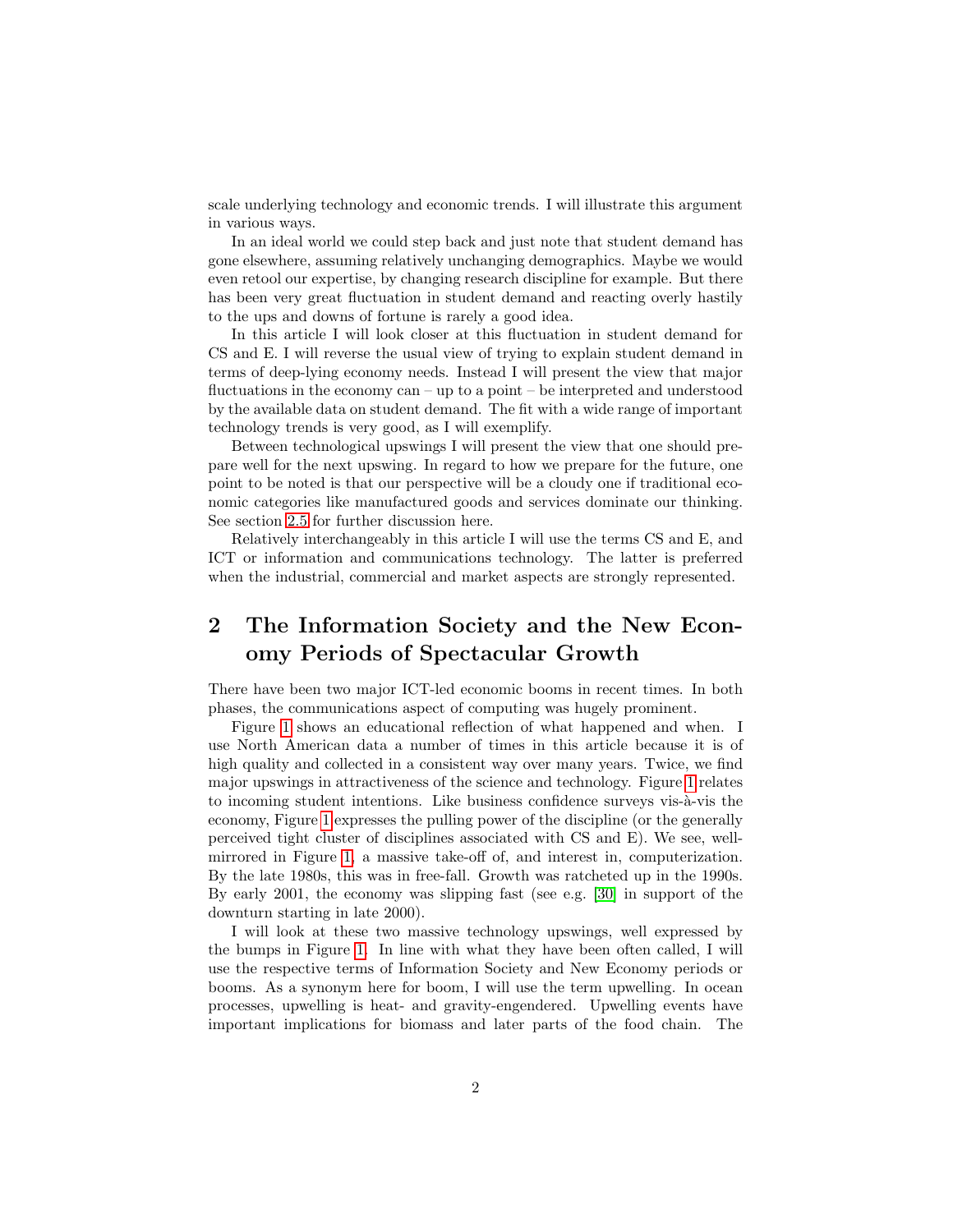scale underlying technology and economic trends. I will illustrate this argument in various ways.

In an ideal world we could step back and just note that student demand has gone elsewhere, assuming relatively unchanging demographics. Maybe we would even retool our expertise, by changing research discipline for example. But there has been very great fluctuation in student demand and reacting overly hastily to the ups and downs of fortune is rarely a good idea.

In this article I will look closer at this fluctuation in student demand for CS and E. I will reverse the usual view of trying to explain student demand in terms of deep-lying economy needs. Instead I will present the view that major fluctuations in the economy can – up to a point – be interpreted and understood by the available data on student demand. The fit with a wide range of important technology trends is very good, as I will exemplify.

Between technological upswings I will present the view that one should prepare well for the next upswing. In regard to how we prepare for the future, one point to be noted is that our perspective will be a cloudy one if traditional economic categories like manufactured goods and services dominate our thinking. See section 2.5 for further discussion here.

Relatively interchangeably in this article I will use the terms CS and E, and ICT or information and communications technology. The latter is preferred when the industrial, commercial and market aspects are strongly represented.

## 2 The Information Society and the New Economy Periods of Spectacular Growth

There have been two major ICT-led economic booms in recent times. In both phases, the communications aspect of computing was hugely prominent.

Figure 1 shows an educational reflection of what happened and when. I use North American data a number of times in this article because it is of high quality and collected in a consistent way over many years. Twice, we find major upswings in attractiveness of the science and technology. Figure 1 relates to incoming student intentions. Like business confidence surveys vis-à-vis the economy, Figure 1 expresses the pulling power of the discipline (or the generally perceived tight cluster of disciplines associated with CS and E). We see, well-mirrored in Figure 1, a massive take-off of, and interest in, computerization. By the late 1980s, this was in free-fall. Growth was ratcheted up in the 1990s. By early 2001, the economy was slipping fast (see e.g. [30] in support of the downturn starting in late 2000).

I will look at these two massive technology upswings, well expressed by the bumps in Figure 1. In line with what they have been often called, I will use the respective terms of Information Society and New Economy periods or booms. As a synonym here for boom, I will use the term upwelling. In ocean processes, upwelling is heat- and gravity-engendered. Upwelling events have important implications for biomass and later parts of the food chain. The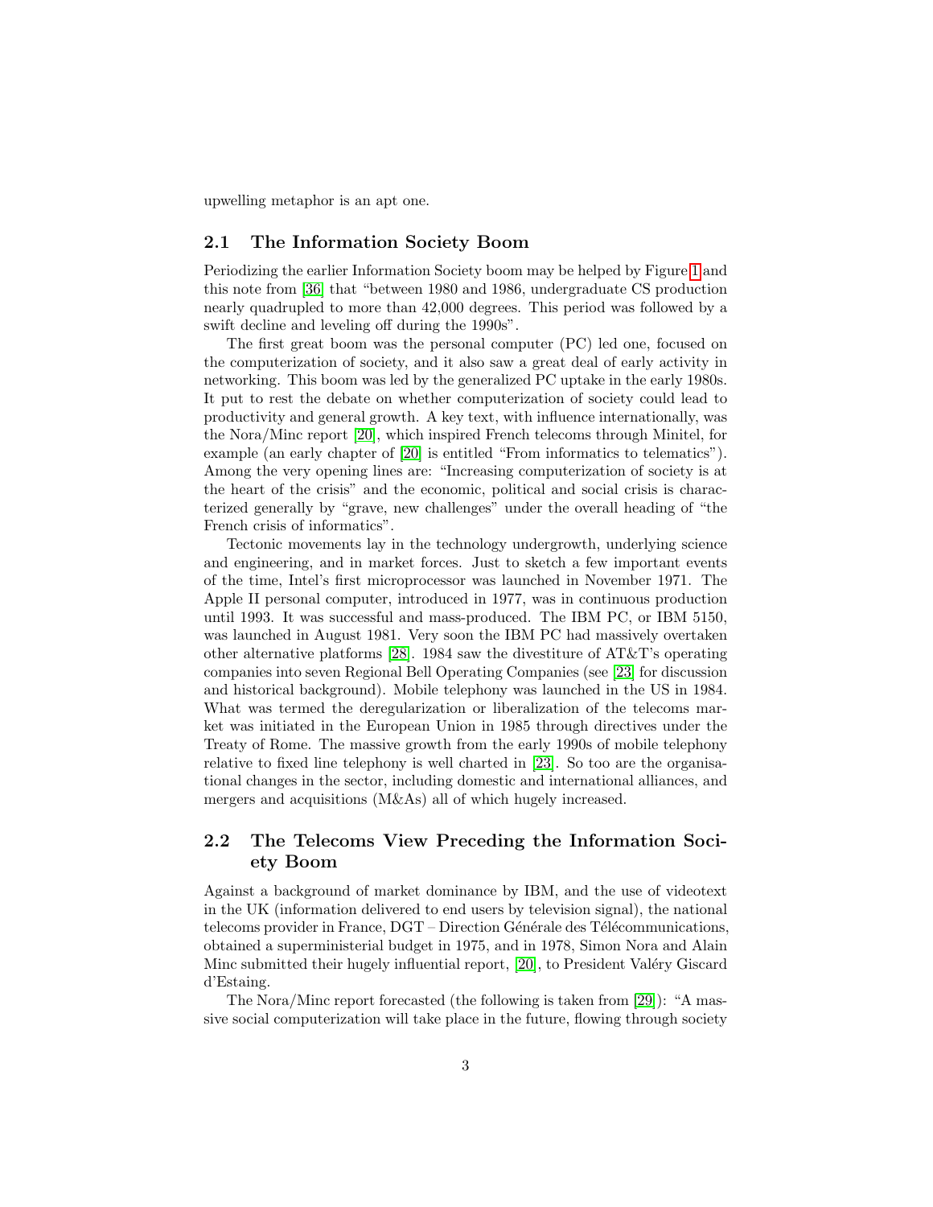upwelling metaphor is an apt one.

## 2.1 The Information Society Boom

Periodizing the earlier Information Society boom may be helped by Figure 1 and this note from [36] that "between 1980 and 1986, undergraduate CS production nearly quadrupled to more than 42,000 degrees. This period was followed by a swift decline and leveling off during the 1990s".

The first great boom was the personal computer (PC) led one, focused on the computerization of society, and it also saw a great deal of early activity in networking. This boom was led by the generalized PC uptake in the early 1980s. It put to rest the debate on whether computerization of society could lead to productivity and general growth. A key text, with influence internationally, was the Nora/Minc report [20], which inspired French telecoms through Minitel, for example (an early chapter of [20] is entitled "From informatics to telematics"). Among the very opening lines are: "Increasing computerization of society is at the heart of the crisis" and the economic, political and social crisis is characterized generally by "grave, new challenges" under the overall heading of "the French crisis of informatics".

Tectonic movements lay in the technology undergrowth, underlying science and engineering, and in market forces. Just to sketch a few important events of the time, Intel's first microprocessor was launched in November 1971. The Apple II personal computer, introduced in 1977, was in continuous production until 1993. It was successful and mass-produced. The IBM PC, or IBM 5150, was launched in August 1981. Very soon the IBM PC had massively overtaken other alternative platforms [28]. 1984 saw the divestiture of AT&T's operating companies into seven Regional Bell Operating Companies (see [23] for discussion and historical background). Mobile telephony was launched in the US in 1984. What was termed the deregularization or liberalization of the telecoms market was initiated in the European Union in 1985 through directives under the Treaty of Rome. The massive growth from the early 1990s of mobile telephony relative to fixed line telephony is well charted in [23]. So too are the organisational changes in the sector, including domestic and international alliances, and mergers and acquisitions (M&As) all of which hugely increased.

## 2.2 The Telecoms View Preceding the Information Society Boom

Against a background of market dominance by IBM, and the use of videotext in the UK (information delivered to end users by television signal), the national telecoms provider in France, DGT – Direction Générale des Télécommunications, obtained a superministerial budget in 1975, and in 1978, Simon Nora and Alain Minc submitted their hugely influential report, [20], to President Valéry Giscard d'Estaing.

The Nora/Minc report forecasted (the following is taken from [29]): "A massive social computerization will take place in the future, flowing through society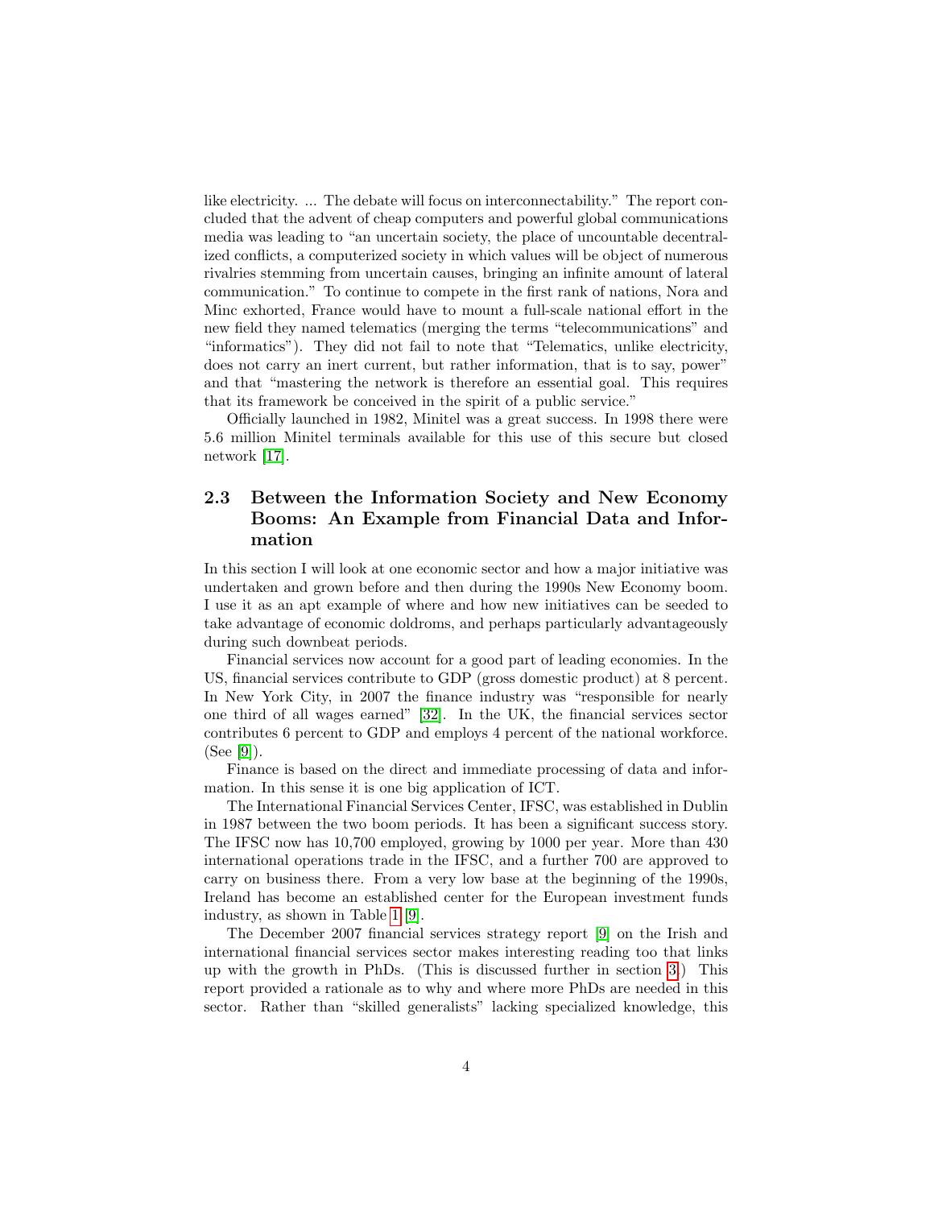like electricity. ... The debate will focus on interconnectability." The report concluded that the advent of cheap computers and powerful global communications media was leading to "an uncertain society, the place of uncountable decentralized conflicts, a computerized society in which values will be object of numerous rivalries stemming from uncertain causes, bringing an infinite amount of lateral communication." To continue to compete in the first rank of nations, Nora and Minc exhorted, France would have to mount a full-scale national effort in the new field they named telematics (merging the terms "telecommunications" and "informatics"). They did not fail to note that "Telematics, unlike electricity, does not carry an inert current, but rather information, that is to say, power" and that "mastering the network is therefore an essential goal. This requires that its framework be conceived in the spirit of a public service."

Officially launched in 1982, Minitel was a great success. In 1998 there were 5.6 million Minitel terminals available for this use of this secure but closed network [17].

## 2.3 Between the Information Society and New Economy Booms: An Example from Financial Data and Information

In this section I will look at one economic sector and how a major initiative was undertaken and grown before and then during the 1990s New Economy boom. I use it as an apt example of where and how new initiatives can be seeded to take advantage of economic doldroms, and perhaps particularly advantageously during such downbeat periods.

Financial services now account for a good part of leading economies. In the US, financial services contribute to GDP (gross domestic product) at 8 percent. In New York City, in 2007 the finance industry was "responsible for nearly one third of all wages earned" [32]. In the UK, the financial services sector contributes 6 percent to GDP and employs 4 percent of the national workforce. (See [9]).

Finance is based on the direct and immediate processing of data and information. In this sense it is one big application of ICT.

The International Financial Services Center, IFSC, was established in Dublin in 1987 between the two boom periods. It has been a significant success story. The IFSC now has 10,700 employed, growing by 1000 per year. More than 430 international operations trade in the IFSC, and a further 700 are approved to carry on business there. From a very low base at the beginning of the 1990s, Ireland has become an established center for the European investment funds industry, as shown in Table 1 [9].

The December 2007 financial services strategy report [9] on the Irish and international financial services sector makes interesting reading too that links up with the growth in PhDs. (This is discussed further in section 3.) This report provided a rationale as to why and where more PhDs are needed in this sector. Rather than "skilled generalists" lacking specialized knowledge, this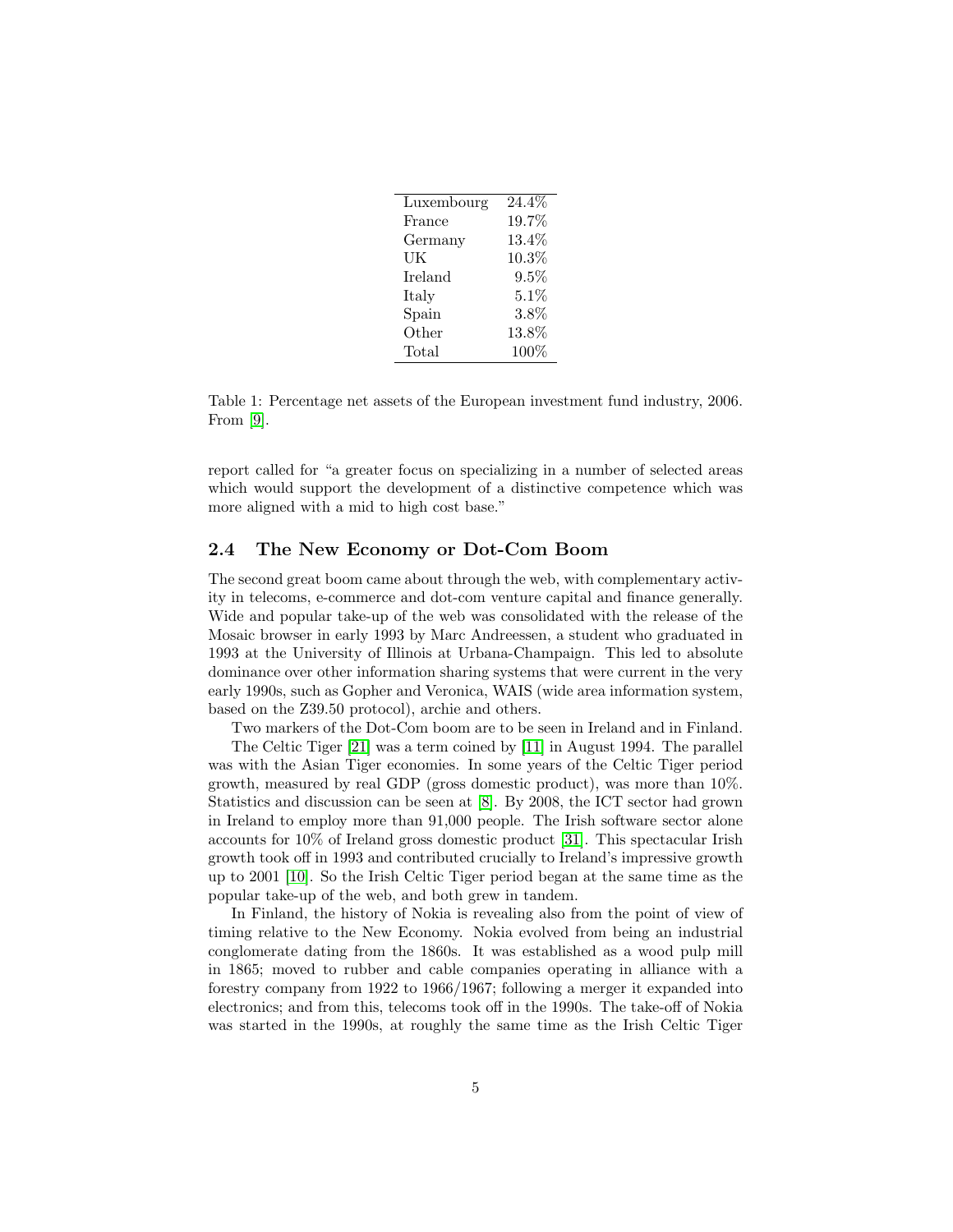| Luxembourg | 24.4% |
|---|---|
| France | 19.7% |
| Germany | 13.4% |
| UK | 10.3% |
| Ireland | 9.5% |
| Italy | 5.1% |
| Spain | 3.8% |
| Other | 13.8% |
| Total | 100% |

Table 1: Percentage net assets of the European investment fund industry, 2006. From [9].

report called for "a greater focus on specializing in a number of selected areas which would support the development of a distinctive competence which was more aligned with a mid to high cost base."

### 2.4 The New Economy or Dot-Com Boom

The second great boom came about through the web, with complementary activity in telecoms, e-commerce and dot-com venture capital and finance generally. Wide and popular take-up of the web was consolidated with the release of the Mosaic browser in early 1993 by Marc Andreessen, a student who graduated in 1993 at the University of Illinois at Urbana-Champaign. This led to absolute dominance over other information sharing systems that were current in the very early 1990s, such as Gopher and Veronica, WAIS (wide area information system, based on the Z39.50 protocol), archie and others.

Two markers of the Dot-Com boom are to be seen in Ireland and in Finland.

The Celtic Tiger [21] was a term coined by [11] in August 1994. The parallel was with the Asian Tiger economies. In some years of the Celtic Tiger period growth, measured by real GDP (gross domestic product), was more than 10%. Statistics and discussion can be seen at [8]. By 2008, the ICT sector had grown in Ireland to employ more than 91,000 people. The Irish software sector alone accounts for 10% of Ireland gross domestic product [31]. This spectacular Irish growth took off in 1993 and contributed crucially to Ireland's impressive growth up to 2001 [10]. So the Irish Celtic Tiger period began at the same time as the popular take-up of the web, and both grew in tandem.

In Finland, the history of Nokia is revealing also from the point of view of timing relative to the New Economy. Nokia evolved from being an industrial conglomerate dating from the 1860s. It was established as a wood pulp mill in 1865; moved to rubber and cable companies operating in alliance with a forestry company from 1922 to 1966/1967; following a merger it expanded into electronics; and from this, telecoms took off in the 1990s. The take-off of Nokia was started in the 1990s, at roughly the same time as the Irish Celtic Tiger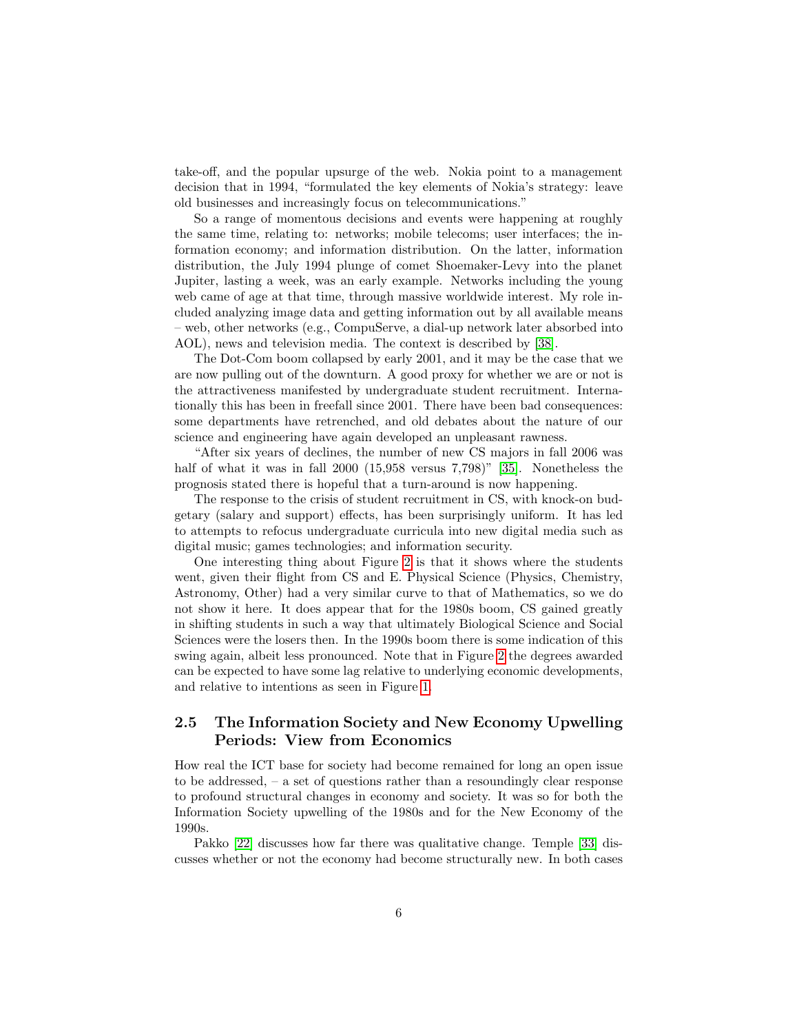take-off, and the popular upsurge of the web. Nokia point to a management decision that in 1994, "formulated the key elements of Nokia's strategy: leave old businesses and increasingly focus on telecommunications."

So a range of momentous decisions and events were happening at roughly the same time, relating to: networks; mobile telecoms; user interfaces; the information economy; and information distribution. On the latter, information distribution, the July 1994 plunge of comet Shoemaker-Levy into the planet Jupiter, lasting a week, was an early example. Networks including the young web came of age at that time, through massive worldwide interest. My role included analyzing image data and getting information out by all available means – web, other networks (e.g., CompuServe, a dial-up network later absorbed into AOL), news and television media. The context is described by [38].

The Dot-Com boom collapsed by early 2001, and it may be the case that we are now pulling out of the downturn. A good proxy for whether we are or not is the attractiveness manifested by undergraduate student recruitment. Internationally this has been in freefall since 2001. There have been bad consequences: some departments have retrenched, and old debates about the nature of our science and engineering have again developed an unpleasant rawness.

"After six years of declines, the number of new CS majors in fall 2006 was half of what it was in fall 2000 (15,958 versus 7,798)" [35]. Nonetheless the prognosis stated there is hopeful that a turn-around is now happening.

The response to the crisis of student recruitment in CS, with knock-on budgetary (salary and support) effects, has been surprisingly uniform. It has led to attempts to refocus undergraduate curricula into new digital media such as digital music; games technologies; and information security.

One interesting thing about Figure 2 is that it shows where the students went, given their flight from CS and E. Physical Science (Physics, Chemistry, Astronomy, Other) had a very similar curve to that of Mathematics, so we do not show it here. It does appear that for the 1980s boom, CS gained greatly in shifting students in such a way that ultimately Biological Science and Social Sciences were the losers then. In the 1990s boom there is some indication of this swing again, albeit less pronounced. Note that in Figure 2 the degrees awarded can be expected to have some lag relative to underlying economic developments, and relative to intentions as seen in Figure 1.

## 2.5 The Information Society and New Economy Upwelling Periods: View from Economics

How real the ICT base for society had become remained for long an open issue to be addressed, – a set of questions rather than a resoundingly clear response to profound structural changes in economy and society. It was so for both the Information Society upwelling of the 1980s and for the New Economy of the 1990s.

Pakko [22] discusses how far there was qualitative change. Temple [33] discusses whether or not the economy had become structurally new. In both cases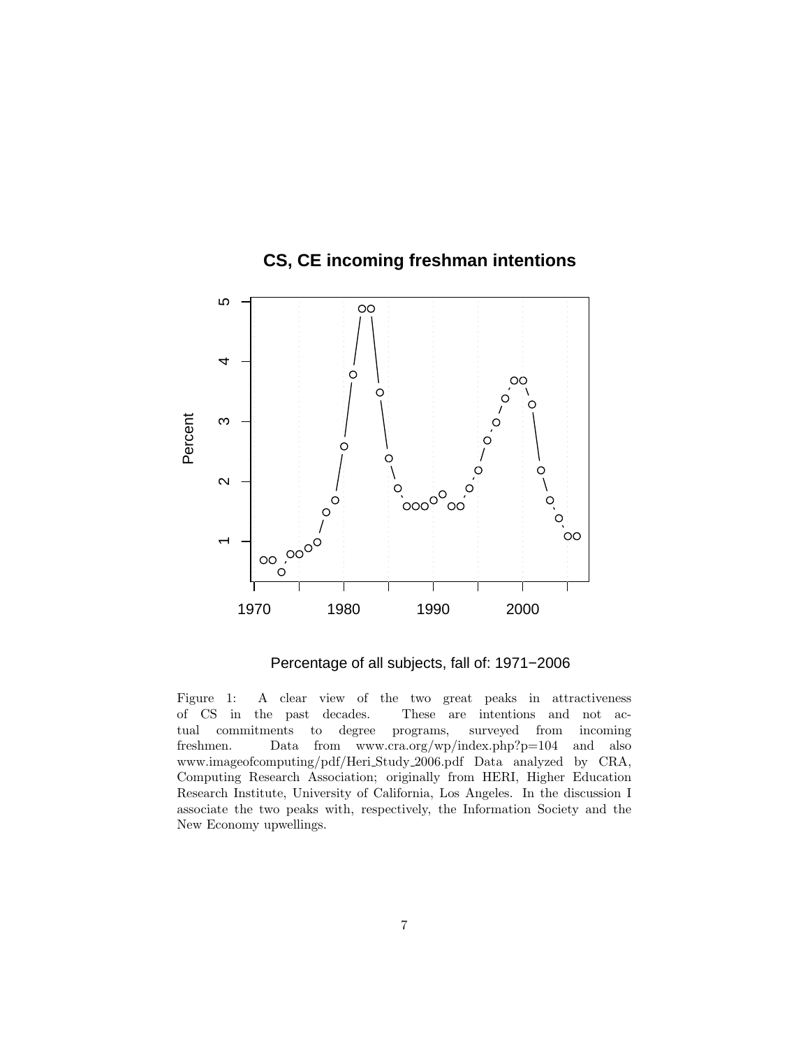Figure 1: A clear view of the two great peaks in attractiveness of CS in the past decades. These are intentions and not actual commitments to degree programs, surveyed from incoming freshmen. Data from www.cra.org/wp/index.php?p=104 and also www.imageofcomputing/pdf/Heri_Study_2006.pdf Data analyzed by CRA, Computing Research Association; originally from HERI, Higher Education Research Institute, University of California, Los Angeles. In the discussion I associate the two peaks with, respectively, the Information Society and the New Economy upwellings.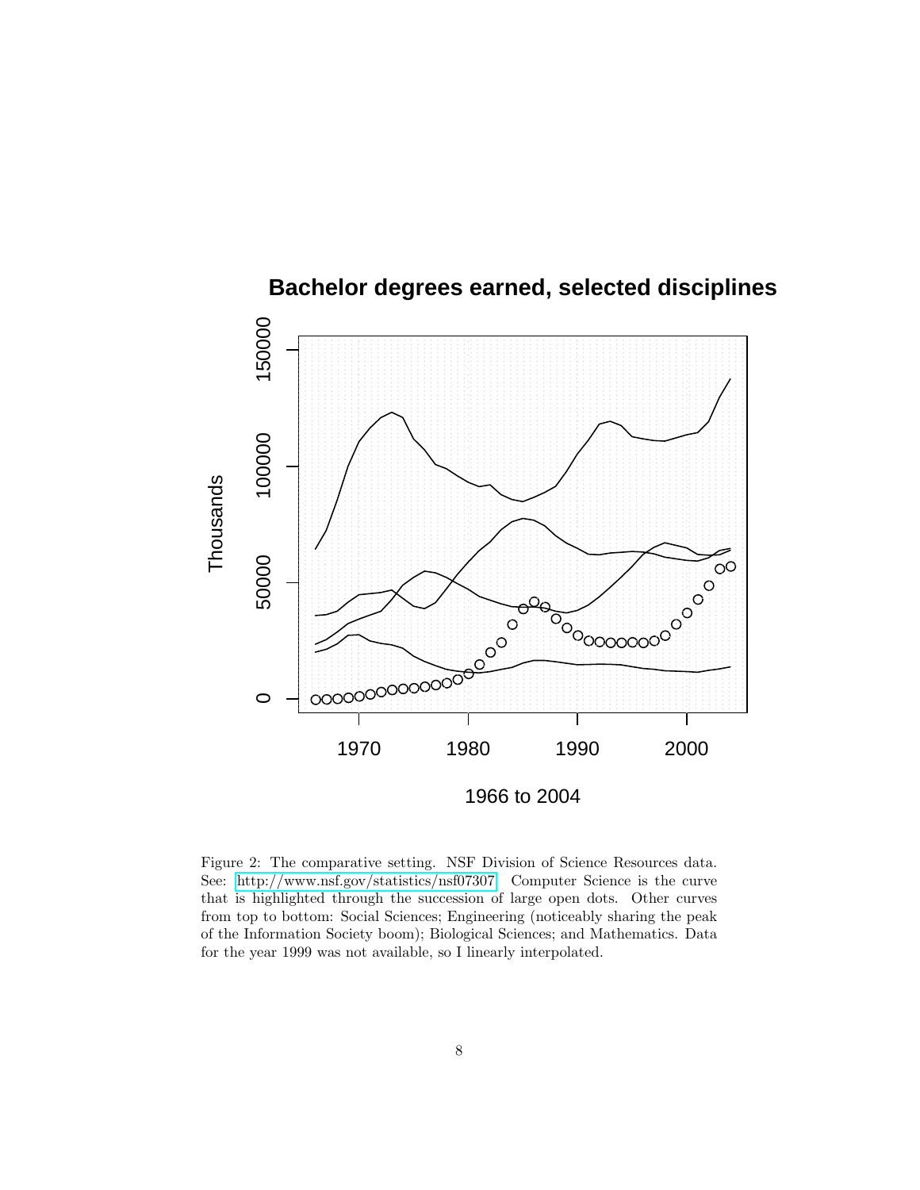Figure 2: The comparative setting. NSF Division of Science Resources data. See: http://www.nsf.gov/statistics/nsf07307. Computer Science is the curve that is highlighted through the succession of large open dots. Other curves from top to bottom: Social Sciences; Engineering (noticeably sharing the peak of the Information Society boom); Biological Sciences; and Mathematics. Data for the year 1999 was not available, so I linearly interpolated.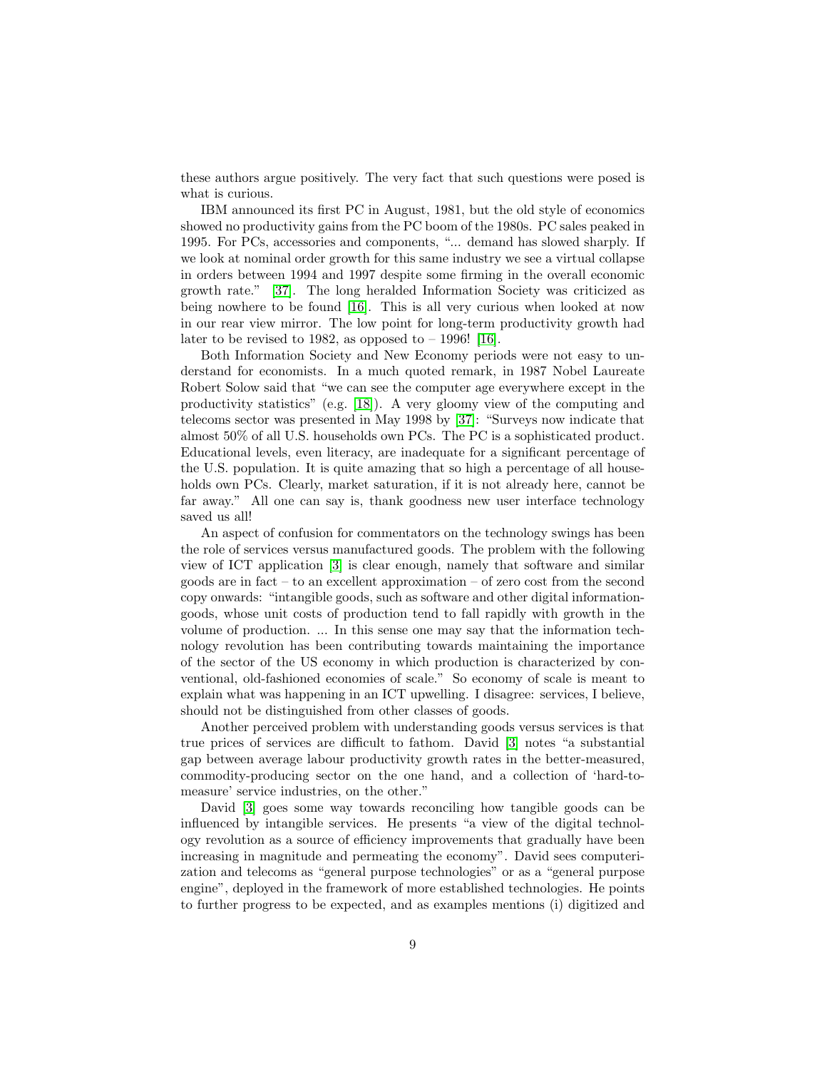these authors argue positively. The very fact that such questions were posed is what is curious.

IBM announced its first PC in August, 1981, but the old style of economics showed no productivity gains from the PC boom of the 1980s. PC sales peaked in 1995. For PCs, accessories and components, "... demand has slowed sharply. If we look at nominal order growth for this same industry we see a virtual collapse in orders between 1994 and 1997 despite some firming in the overall economic growth rate." [37]. The long heralded Information Society was criticized as being nowhere to be found [16]. This is all very curious when looked at now in our rear view mirror. The low point for long-term productivity growth had later to be revised to 1982, as opposed to – 1996! [16].

Both Information Society and New Economy periods were not easy to understand for economists. In a much quoted remark, in 1987 Nobel Laureate Robert Solow said that "we can see the computer age everywhere except in the productivity statistics" (e.g. [18]). A very gloomy view of the computing and telecoms sector was presented in May 1998 by [37]: "Surveys now indicate that almost 50% of all U.S. households own PCs. The PC is a sophisticated product. Educational levels, even literacy, are inadequate for a significant percentage of the U.S. population. It is quite amazing that so high a percentage of all households own PCs. Clearly, market saturation, if it is not already here, cannot be far away." All one can say is, thank goodness new user interface technology saved us all!

An aspect of confusion for commentators on the technology swings has been the role of services versus manufactured goods. The problem with the following view of ICT application [3] is clear enough, namely that software and similar goods are in fact – to an excellent approximation – of zero cost from the second copy onwards: "intangible goods, such as software and other digital information-goods, whose unit costs of production tend to fall rapidly with growth in the volume of production. ... In this sense one may say that the information technology revolution has been contributing towards maintaining the importance of the sector of the US economy in which production is characterized by conventional, old-fashioned economies of scale." So economy of scale is meant to explain what was happening in an ICT upwelling. I disagree: services, I believe, should not be distinguished from other classes of goods.

Another perceived problem with understanding goods versus services is that true prices of services are difficult to fathom. David [3] notes "a substantial gap between average labour productivity growth rates in the better-measured, commodity-producing sector on the one hand, and a collection of 'hard-to-measure' service industries, on the other."

David [3] goes some way towards reconciling how tangible goods can be influenced by intangible services. He presents "a view of the digital technology revolution as a source of efficiency improvements that gradually have been increasing in magnitude and permeating the economy". David sees computerization and telecoms as "general purpose technologies" or as a "general purpose engine", deployed in the framework of more established technologies. He points to further progress to be expected, and as examples mentions (i) digitized and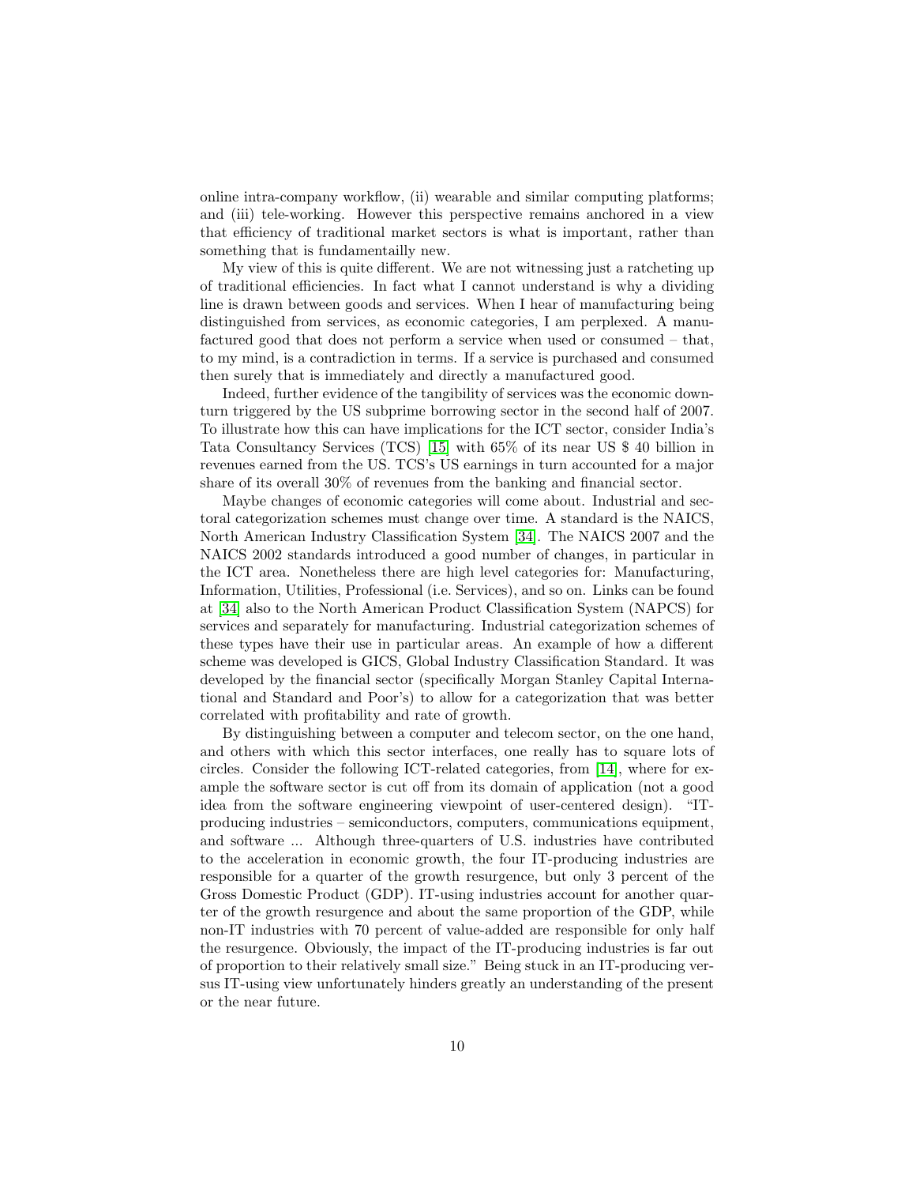online intra-company workflow, (ii) wearable and similar computing platforms; and (iii) tele-working. However this perspective remains anchored in a view that efficiency of traditional market sectors is what is important, rather than something that is fundamentailly new.

My view of this is quite different. We are not witnessing just a ratcheting up of traditional efficiencies. In fact what I cannot understand is why a dividing line is drawn between goods and services. When I hear of manufacturing being distinguished from services, as economic categories, I am perplexed. A manufactured good that does not perform a service when used or consumed – that, to my mind, is a contradiction in terms. If a service is purchased and consumed then surely that is immediately and directly a manufactured good.

Indeed, further evidence of the tangibility of services was the economic downturn triggered by the US subprime borrowing sector in the second half of 2007. To illustrate how this can have implications for the ICT sector, consider India's Tata Consultancy Services (TCS) [15] with 65% of its near US $ 40 billion in revenues earned from the US. TCS's US earnings in turn accounted for a major share of its overall 30% of revenues from the banking and financial sector.

Maybe changes of economic categories will come about. Industrial and sectoral categorization schemes must change over time. A standard is the NAICS, North American Industry Classification System [34]. The NAICS 2007 and the NAICS 2002 standards introduced a good number of changes, in particular in the ICT area. Nonetheless there are high level categories for: Manufacturing, Information, Utilities, Professional (i.e. Services), and so on. Links can be found at [34] also to the North American Product Classification System (NAPCS) for services and separately for manufacturing. Industrial categorization schemes of these types have their use in particular areas. An example of how a different scheme was developed is GICS, Global Industry Classification Standard. It was developed by the financial sector (specifically Morgan Stanley Capital International and Standard and Poor's) to allow for a categorization that was better correlated with profitability and rate of growth.

By distinguishing between a computer and telecom sector, on the one hand, and others with which this sector interfaces, one really has to square lots of circles. Consider the following ICT-related categories, from [14], where for example the software sector is cut off from its domain of application (not a good idea from the software engineering viewpoint of user-centered design). "IT-producing industries – semiconductors, computers, communications equipment, and software ... Although three-quarters of U.S. industries have contributed to the acceleration in economic growth, the four IT-producing industries are responsible for a quarter of the growth resurgence, but only 3 percent of the Gross Domestic Product (GDP). IT-using industries account for another quarter of the growth resurgence and about the same proportion of the GDP, while non-IT industries with 70 percent of value-added are responsible for only half the resurgence. Obviously, the impact of the IT-producing industries is far out of proportion to their relatively small size." Being stuck in an IT-producing versus IT-using view unfortunately hinders greatly an understanding of the present or the near future.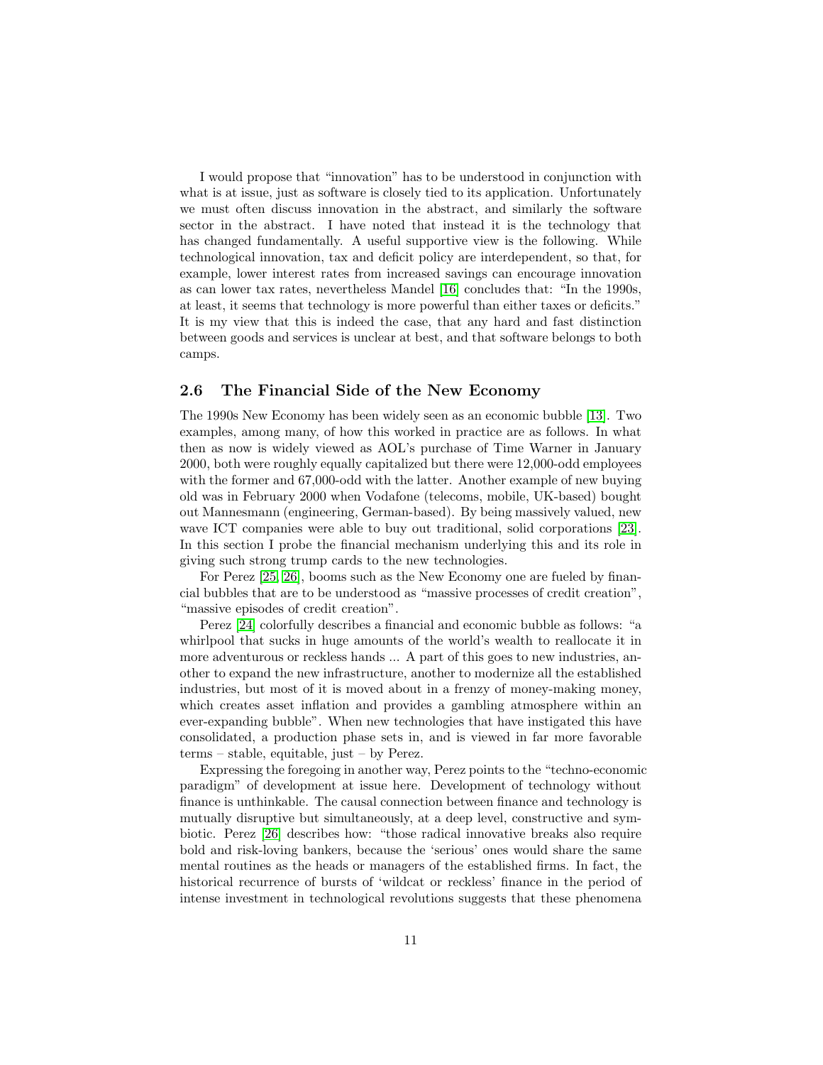I would propose that "innovation" has to be understood in conjunction with what is at issue, just as software is closely tied to its application. Unfortunately we must often discuss innovation in the abstract, and similarly the software sector in the abstract. I have noted that instead it is the technology that has changed fundamentally. A useful supportive view is the following. While technological innovation, tax and deficit policy are interdependent, so that, for example, lower interest rates from increased savings can encourage innovation as can lower tax rates, nevertheless Mandel [16] concludes that: "In the 1990s, at least, it seems that technology is more powerful than either taxes or deficits." It is my view that this is indeed the case, that any hard and fast distinction between goods and services is unclear at best, and that software belongs to both camps.

### 2.6 The Financial Side of the New Economy

The 1990s New Economy has been widely seen as an economic bubble [13]. Two examples, among many, of how this worked in practice are as follows. In what then as now is widely viewed as AOL's purchase of Time Warner in January 2000, both were roughly equally capitalized but there were 12,000-odd employees with the former and 67,000-odd with the latter. Another example of new buying old was in February 2000 when Vodafone (telecoms, mobile, UK-based) bought out Mannesmann (engineering, German-based). By being massively valued, new wave ICT companies were able to buy out traditional, solid corporations [23]. In this section I probe the financial mechanism underlying this and its role in giving such strong trump cards to the new technologies.

For Perez [25, 26], booms such as the New Economy one are fueled by financial bubbles that are to be understood as "massive processes of credit creation", "massive episodes of credit creation".

Perez [24] colorfully describes a financial and economic bubble as follows: "a whirlpool that sucks in huge amounts of the world's wealth to reallocate it in more adventurous or reckless hands ... A part of this goes to new industries, another to expand the new infrastructure, another to modernize all the established industries, but most of it is moved about in a frenzy of money-making money, which creates asset inflation and provides a gambling atmosphere within an ever-expanding bubble". When new technologies that have instigated this have consolidated, a production phase sets in, and is viewed in far more favorable terms – stable, equitable, just – by Perez.

Expressing the foregoing in another way, Perez points to the "techno-economic paradigm" of development at issue here. Development of technology without finance is unthinkable. The causal connection between finance and technology is mutually disruptive but simultaneously, at a deep level, constructive and symbiotic. Perez [26] describes how: "those radical innovative breaks also require bold and risk-loving bankers, because the 'serious' ones would share the same mental routines as the heads or managers of the established firms. In fact, the historical recurrence of bursts of 'wildcat or reckless' finance in the period of intense investment in technological revolutions suggests that these phenomena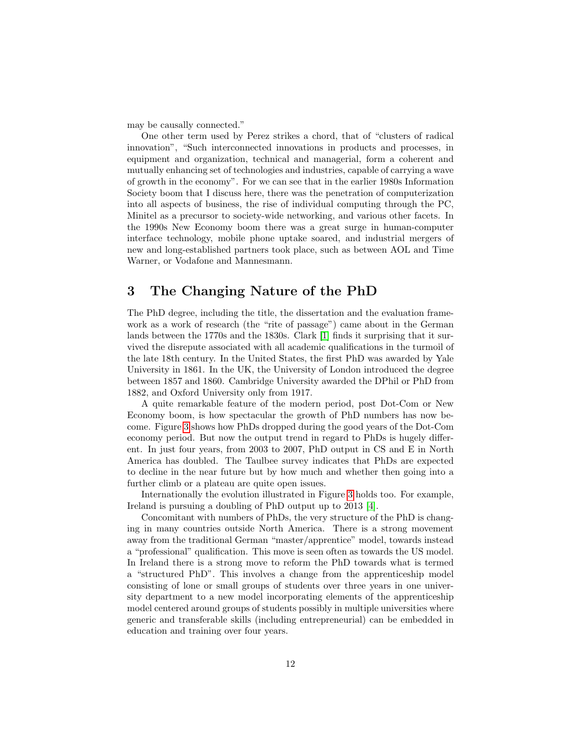may be causally connected."

One other term used by Perez strikes a chord, that of "clusters of radical innovation", "Such interconnected innovations in products and processes, in equipment and organization, technical and managerial, form a coherent and mutually enhancing set of technologies and industries, capable of carrying a wave of growth in the economy". For we can see that in the earlier 1980s Information Society boom that I discuss here, there was the penetration of computerization into all aspects of business, the rise of individual computing through the PC, Minitel as a precursor to society-wide networking, and various other facets. In the 1990s New Economy boom there was a great surge in human-computer interface technology, mobile phone uptake soared, and industrial mergers of new and long-established partners took place, such as between AOL and Time Warner, or Vodafone and Mannesmann.

## 3 The Changing Nature of the PhD

The PhD degree, including the title, the dissertation and the evaluation framework as a work of research (the "rite of passage") came about in the German lands between the 1770s and the 1830s. Clark [1] finds it surprising that it survived the disrepute associated with all academic qualifications in the turmoil of the late 18th century. In the United States, the first PhD was awarded by Yale University in 1861. In the UK, the University of London introduced the degree between 1857 and 1860. Cambridge University awarded the DPhil or PhD from 1882, and Oxford University only from 1917.

A quite remarkable feature of the modern period, post Dot-Com or New Economy boom, is how spectacular the growth of PhD numbers has now become. Figure 3 shows how PhDs dropped during the good years of the Dot-Com economy period. But now the output trend in regard to PhDs is hugely different. In just four years, from 2003 to 2007, PhD output in CS and E in North America has doubled. The Taulbee survey indicates that PhDs are expected to decline in the near future but by how much and whether then going into a further climb or a plateau are quite open issues.

Internationally the evolution illustrated in Figure 3 holds too. For example, Ireland is pursuing a doubling of PhD output up to 2013 [4].

Concomitant with numbers of PhDs, the very structure of the PhD is changing in many countries outside North America. There is a strong movement away from the traditional German "master/apprentice" model, towards instead a "professional" qualification. This move is seen often as towards the US model. In Ireland there is a strong move to reform the PhD towards what is termed a "structured PhD". This involves a change from the apprenticeship model consisting of lone or small groups of students over three years in one university department to a new model incorporating elements of the apprenticeship model centered around groups of students possibly in multiple universities where generic and transferable skills (including entrepreneurial) can be embedded in education and training over four years.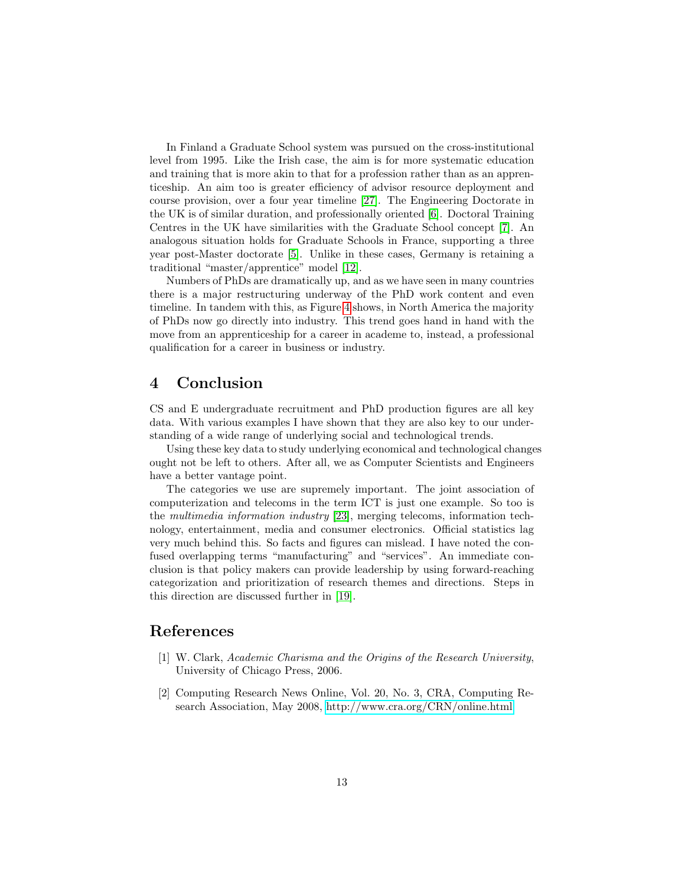In Finland a Graduate School system was pursued on the cross-institutional level from 1995. Like the Irish case, the aim is for more systematic education and training that is more akin to that for a profession rather than as an apprenticeship. An aim too is greater efficiency of advisor resource deployment and course provision, over a four year timeline [27]. The Engineering Doctorate in the UK is of similar duration, and professionally oriented [6]. Doctoral Training Centres in the UK have similarities with the Graduate School concept [7]. An analogous situation holds for Graduate Schools in France, supporting a three year post-Master doctorate [5]. Unlike in these cases, Germany is retaining a traditional "master/apprentice" model [12].

Numbers of PhDs are dramatically up, and as we have seen in many countries there is a major restructuring underway of the PhD work content and even timeline. In tandem with this, as Figure 4 shows, in North America the majority of PhDs now go directly into industry. This trend goes hand in hand with the move from an apprenticeship for a career in academe to, instead, a professional qualification for a career in business or industry.

## 4 Conclusion

CS and E undergraduate recruitment and PhD production figures are all key data. With various examples I have shown that they are also key to our understanding of a wide range of underlying social and technological trends.

Using these key data to study underlying economical and technological changes ought not be left to others. After all, we as Computer Scientists and Engineers have a better vantage point.

The categories we use are supremely important. The joint association of computerization and telecoms in the term ICT is just one example. So too is the *multimedia information industry* [23], merging telecoms, information technology, entertainment, media and consumer electronics. Official statistics lag very much behind this. So facts and figures can mislead. I have noted the confused overlapping terms "manufacturing" and "services". An immediate conclusion is that policy makers can provide leadership by using forward-reaching categorization and prioritization of research themes and directions. Steps in this direction are discussed further in [19].

## References

[1] W. Clark, *Academic Charisma and the Origins of the Research University*, University of Chicago Press, 2006.

[2] Computing Research News Online, Vol. 20, No. 3, CRA, Computing Research Association, May 2008, http://www.cra.org/CRN/online.html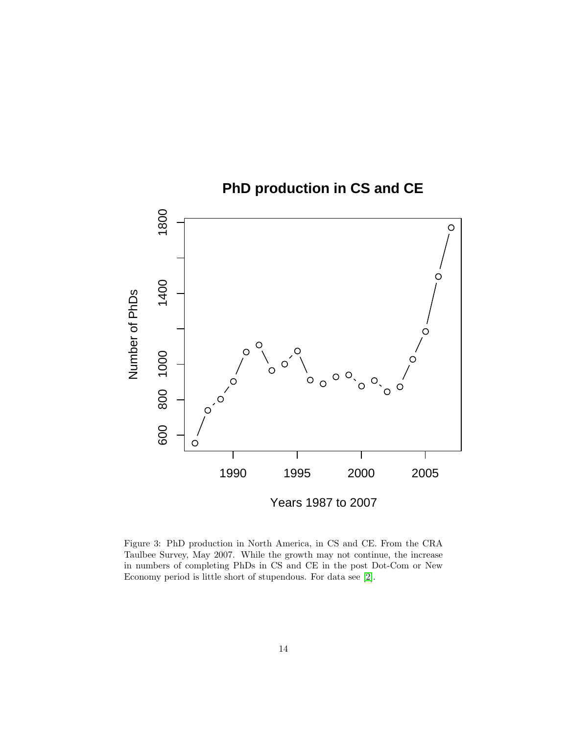Figure 3: PhD production in North America, in CS and CE. From the CRA Taulbee Survey, May 2007. While the growth may not continue, the increase in numbers of completing PhDs in CS and CE in the post Dot-Com or New Economy period is little short of stupendous. For data see [2].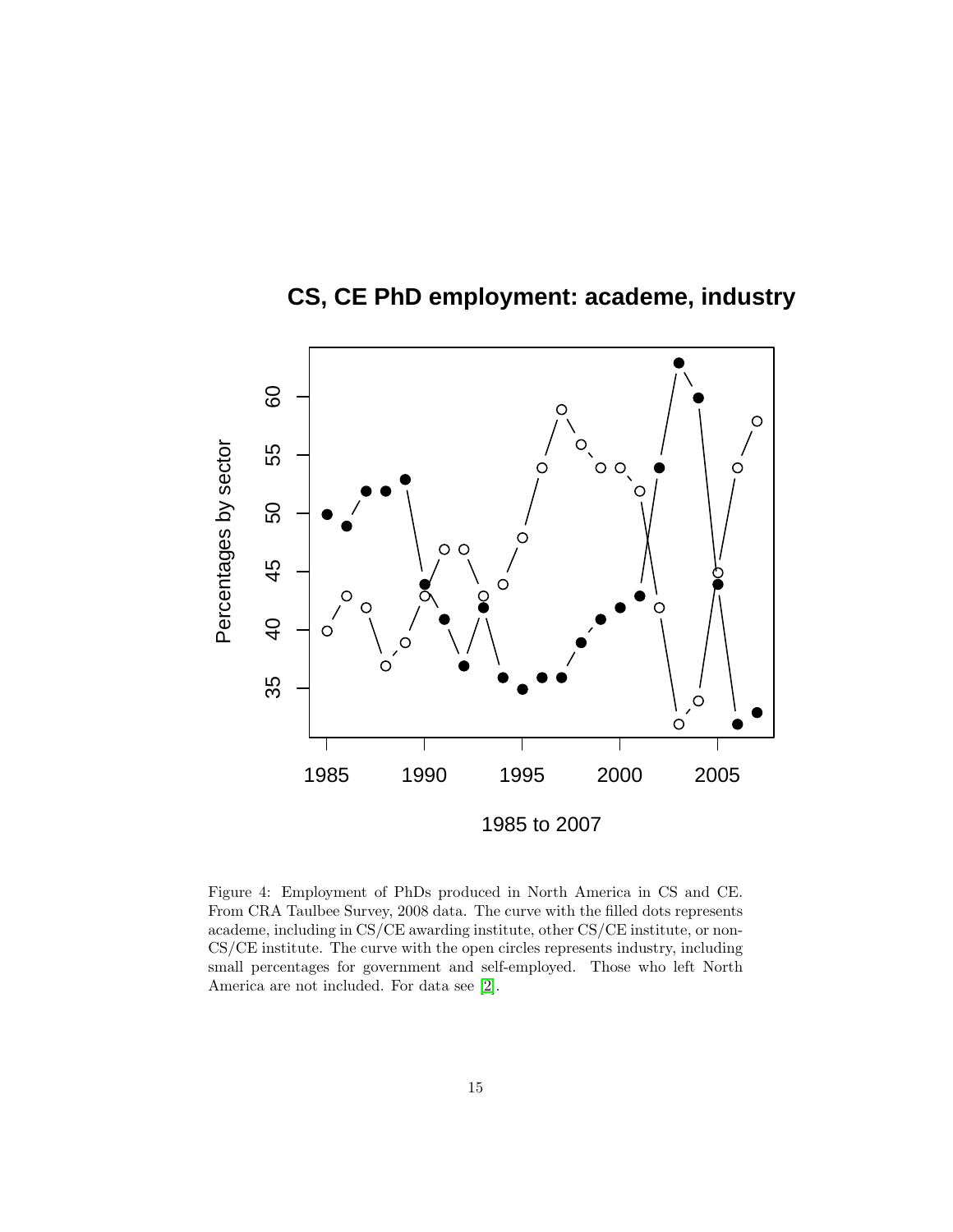Figure 4: Employment of PhDs produced in North America in CS and CE. From CRA Taulbee Survey, 2008 data. The curve with the filled dots represents academe, including in CS/CE awarding institute, other CS/CE institute, or non-CS/CE institute. The curve with the open circles represents industry, including small percentages for government and self-employed. Those who left North America are not included. For data see [2].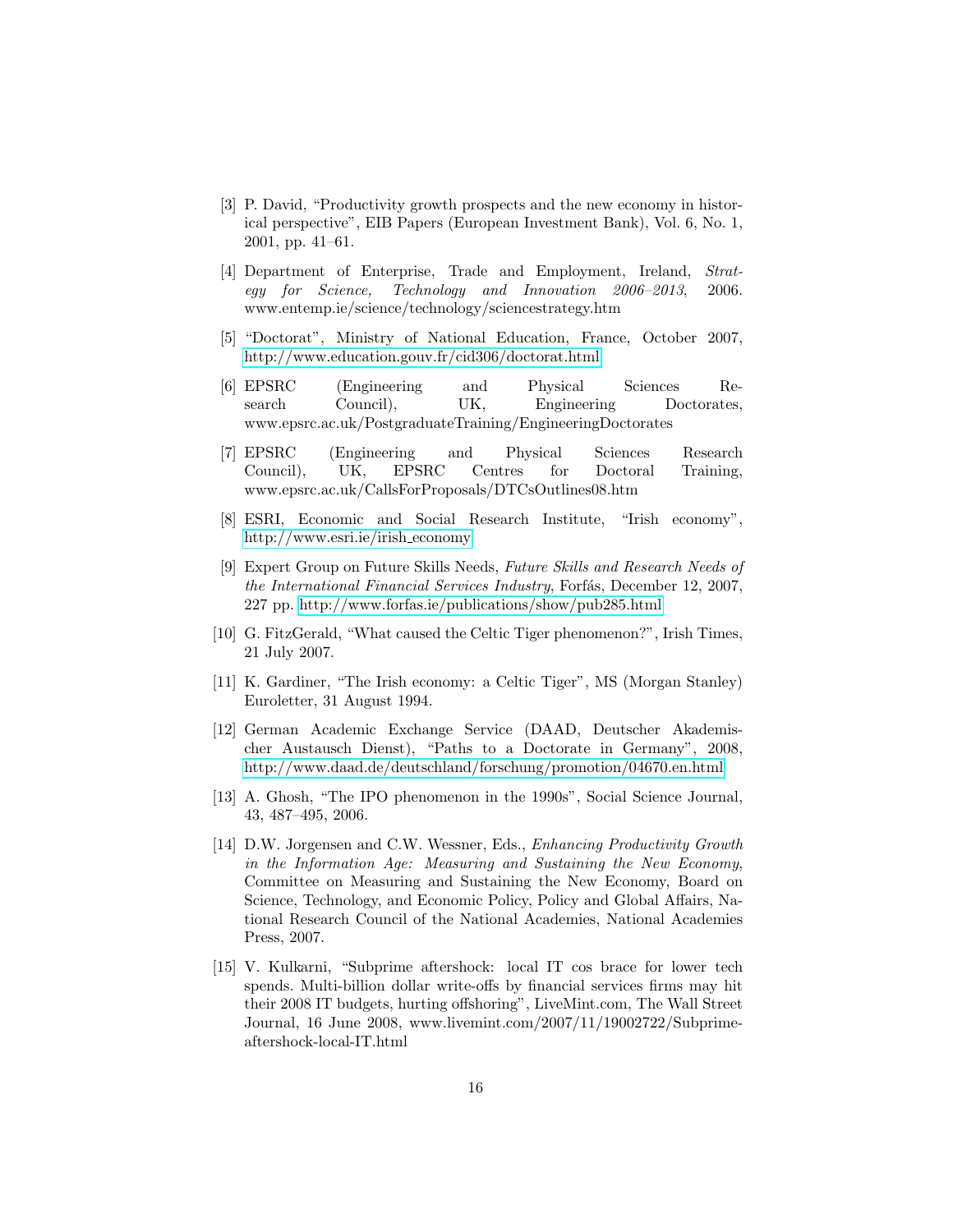[3] P. David, "Productivity growth prospects and the new economy in historical perspective", EIB Papers (European Investment Bank), Vol. 6, No. 1, 2001, pp. 41–61.

[4] Department of Enterprise, Trade and Employment, Ireland, *Strategy for Science, Technology and Innovation 2006–2013*, 2006. www.entemp.ie/science/technology/sciencestrategy.htm

[5] "Doctorat", Ministry of National Education, France, October 2007, http://www.education.gouv.fr/cid306/doctorat.html

[6] EPSRC (Engineering and Physical Sciences Research Council), UK, Engineering Doctorates, www.epsrc.ac.uk/PostgraduateTraining/EngineeringDoctorates

[7] EPSRC (Engineering and Physical Sciences Research Council), UK, EPSRC Centres for Doctoral Training, www.epsrc.ac.uk/CallsForProposals/DTCsOutlines08.htm

[8] ESRI, Economic and Social Research Institute, "Irish economy", http://www.esri.ie/irish_economy

[9] Expert Group on Future Skills Needs, *Future Skills and Research Needs of the International Financial Services Industry*, Forfás, December 12, 2007, 227 pp. http://www.forfas.ie/publications/show/pub285.html

[10] G. FitzGerald, "What caused the Celtic Tiger phenomenon?", Irish Times, 21 July 2007.

[11] K. Gardiner, "The Irish economy: a Celtic Tiger", MS (Morgan Stanley) Euroletter, 31 August 1994.

[12] German Academic Exchange Service (DAAD, Deutscher Akademischer Austausch Dienst), "Paths to a Doctorate in Germany", 2008, http://www.daad.de/deutschland/forschung/promotion/04670.en.html

[13] A. Ghosh, "The IPO phenomenon in the 1990s", Social Science Journal, 43, 487–495, 2006.

[14] D.W. Jorgensen and C.W. Wessner, Eds., *Enhancing Productivity Growth in the Information Age: Measuring and Sustaining the New Economy*, Committee on Measuring and Sustaining the New Economy, Board on Science, Technology, and Economic Policy, Policy and Global Affairs, National Research Council of the National Academies, National Academies Press, 2007.

[15] V. Kulkarni, "Subprime aftershock: local IT cos brace for lower tech spends. Multi-billion dollar write-offs by financial services firms may hit their 2008 IT budgets, hurting offshoring", LiveMint.com, The Wall Street Journal, 16 June 2008, www.livemint.com/2007/11/19002722/Subprime-aftershock-local-IT.html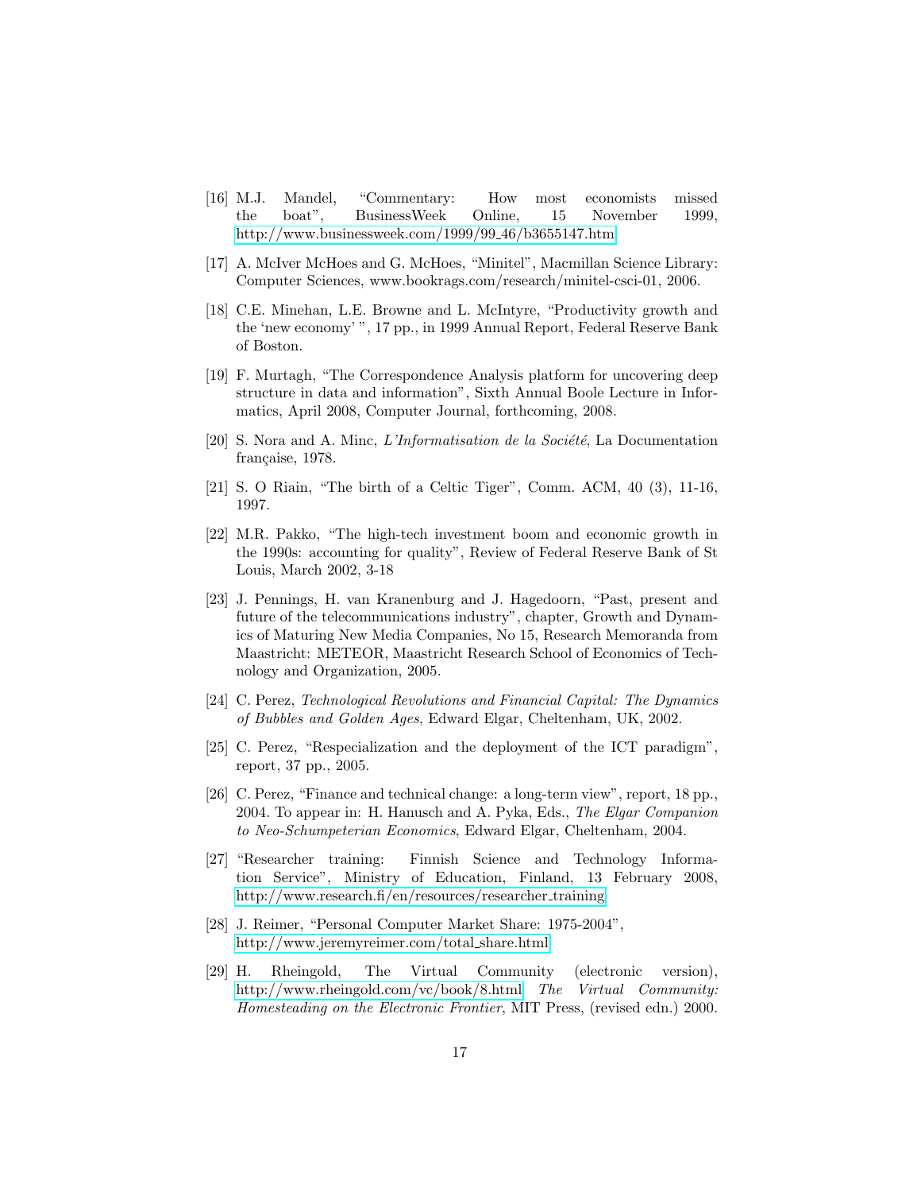[16] M.J. Mandel, "Commentary: How most economists missed the boat", BusinessWeek Online, 15 November 1999, http://www.businessweek.com/1999/99_46/b3655147.htm

[17] A. McIver McHoes and G. McHoes, "Minitel", Macmillan Science Library: Computer Sciences, www.bookrags.com/research/minitel-csci-01, 2006.

[18] C.E. Minehan, L.E. Browne and L. McIntyre, "Productivity growth and the 'new economy' ", 17 pp., in 1999 Annual Report, Federal Reserve Bank of Boston.

[19] F. Murtagh, "The Correspondence Analysis platform for uncovering deep structure in data and information", Sixth Annual Boole Lecture in Informatics, April 2008, Computer Journal, forthcoming, 2008.

[20] S. Nora and A. Minc, *L'Informatisation de la Société*, La Documentation française, 1978.

[21] S. O Riain, "The birth of a Celtic Tiger", Comm. ACM, 40 (3), 11-16, 1997.

[22] M.R. Pakko, "The high-tech investment boom and economic growth in the 1990s: accounting for quality", Review of Federal Reserve Bank of St Louis, March 2002, 3-18

[23] J. Pennings, H. van Kranenburg and J. Hagedoorn, "Past, present and future of the telecommunications industry", chapter, Growth and Dynamics of Maturing New Media Companies, No 15, Research Memoranda from Maastricht: METEOR, Maastricht Research School of Economics of Technology and Organization, 2005.

[24] C. Perez, *Technological Revolutions and Financial Capital: The Dynamics of Bubbles and Golden Ages*, Edward Elgar, Cheltenham, UK, 2002.

[25] C. Perez, "Respecialization and the deployment of the ICT paradigm", report, 37 pp., 2005.

[26] C. Perez, "Finance and technical change: a long-term view", report, 18 pp., 2004. To appear in: H. Hanusch and A. Pyka, Eds., *The Elgar Companion to Neo-Schumpeterian Economics*, Edward Elgar, Cheltenham, 2004.

[27] "Researcher training: Finnish Science and Technology Information Service", Ministry of Education, Finland, 13 February 2008, http://www.research.fi/en/resources/researcher_training

[28] J. Reimer, "Personal Computer Market Share: 1975-2004", http://www.jeremyreimer.com/total_share.html

[29] H. Rheingold, The Virtual Community (electronic version), http://www.rheingold.com/vc/book/8.html *The Virtual Community: Homesteading on the Electronic Frontier*, MIT Press, (revised edn.) 2000.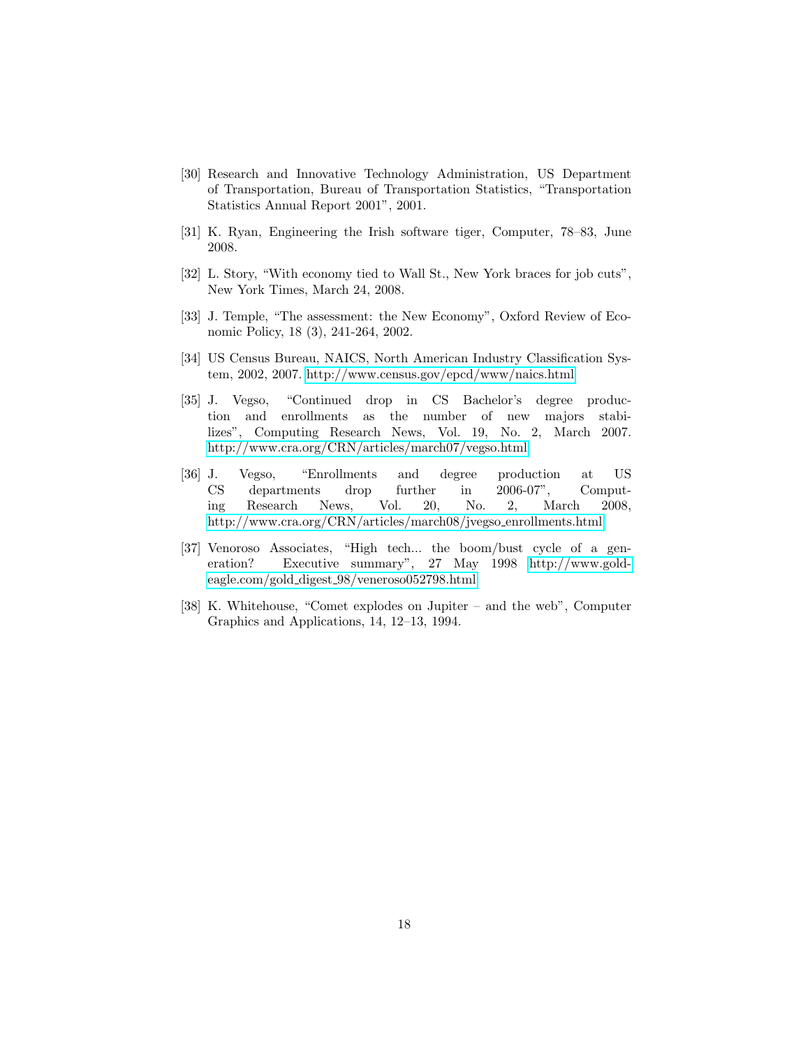[30] Research and Innovative Technology Administration, US Department of Transportation, Bureau of Transportation Statistics, "Transportation Statistics Annual Report 2001", 2001.

[31] K. Ryan, Engineering the Irish software tiger, Computer, 78–83, June 2008.

[32] L. Story, "With economy tied to Wall St., New York braces for job cuts", New York Times, March 24, 2008.

[33] J. Temple, "The assessment: the New Economy", Oxford Review of Economic Policy, 18 (3), 241-264, 2002.

[34] US Census Bureau, NAICS, North American Industry Classification System, 2002, 2007. http://www.census.gov/epcd/www/naics.html

[35] J. Vegso, "Continued drop in CS Bachelor's degree production and enrollments as the number of new majors stabilizes", Computing Research News, Vol. 19, No. 2, March 2007. http://www.cra.org/CRN/articles/march07/vegso.html

[36] J. Vegso, "Enrollments and degree production at US CS departments drop further in 2006-07", Computing Research News, Vol. 20, No. 2, March 2008, http://www.cra.org/CRN/articles/march08/jvegso_enrollments.html

[37] Venoroso Associates, "High tech... the boom/bust cycle of a generation? Executive summary", 27 May 1998 http://www.gold-eagle.com/gold_digest_98/veneroso052798.html

[38] K. Whitehouse, "Comet explodes on Jupiter – and the web", Computer Graphics and Applications, 14, 12–13, 1994.